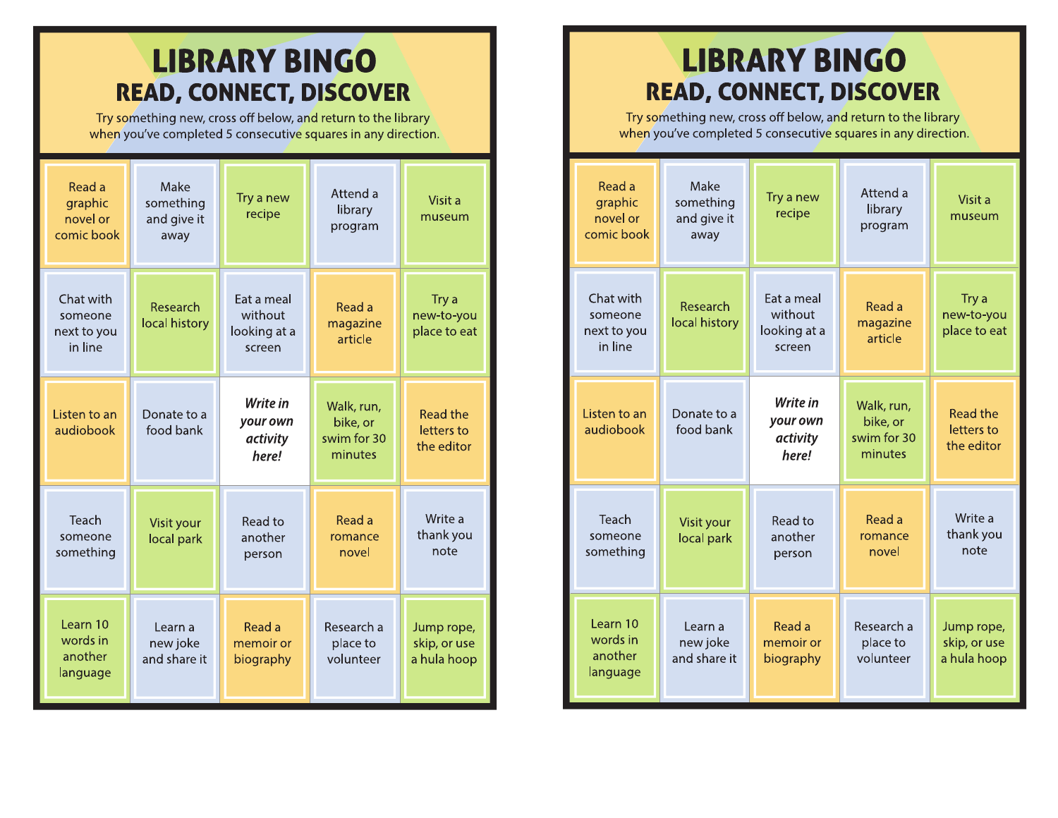# LIBRARY BINGO

## READ, CONNECT, DISCOVER

Try something new, cross off below, and return to the library when you've completed 5 consecutive squares in any direction.

| | | | | |
|---|---|---|---|---|
| Read a graphic novel or comic book | Make something and give it away | Try a new recipe | Attend a library program | Visit a museum |
| Chat with someone next to you in line | Research local history | Eat a meal without looking at a screen | Read a magazine article | Try a new-to-you place to eat |
| Listen to an audiobook | Donate to a food bank | ***Write in your own activity here!*** | Walk, run, bike, or swim for 30 minutes | Read the letters to the editor |
| Teach someone something | Visit your local park | Read to another person | Read a romance novel | Write a thank you note |
| Learn 10 words in another language | Learn a new joke and share it | Read a memoir or biography | Research a place to volunteer | Jump rope, skip, or use a hula hoop |

# LIBRARY BINGO

## READ, CONNECT, DISCOVER

Try something new, cross off below, and return to the library when you've completed 5 consecutive squares in any direction.

| | | | | |
|---|---|---|---|---|
| Read a graphic novel or comic book | Make something and give it away | Try a new recipe | Attend a library program | Visit a museum |
| Chat with someone next to you in line | Research local history | Eat a meal without looking at a screen | Read a magazine article | Try a new-to-you place to eat |
| Listen to an audiobook | Donate to a food bank | ***Write in your own activity here!*** | Walk, run, bike, or swim for 30 minutes | Read the letters to the editor |
| Teach someone something | Visit your local park | Read to another person | Read a romance novel | Write a thank you note |
| Learn 10 words in another language | Learn a new joke and share it | Read a memoir or biography | Research a place to volunteer | Jump rope, skip, or use a hula hoop |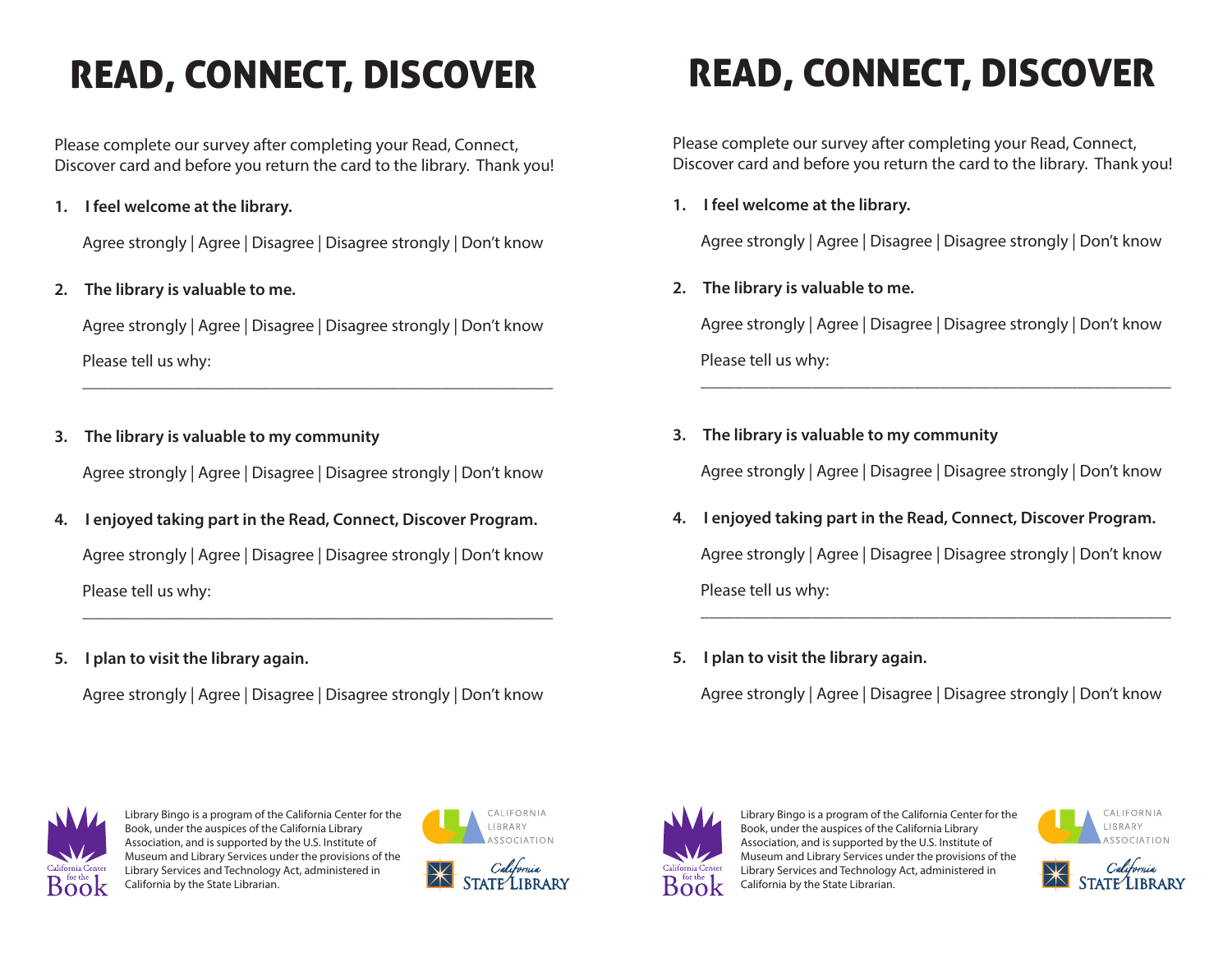# READ, CONNECT, DISCOVER

Please complete our survey after completing your Read, Connect, Discover card and before you return the card to the library. Thank you!

1. **I feel welcome at the library.**

   Agree strongly | Agree | Disagree | Disagree strongly | Don't know

2. **The library is valuable to me.**

   Agree strongly | Agree | Disagree | Disagree strongly | Don't know

   Please tell us why:

   ____________________________________________________________

3. **The library is valuable to my community**

   Agree strongly | Agree | Disagree | Disagree strongly | Don't know

4. **I enjoyed taking part in the Read, Connect, Discover Program.**

   Agree strongly | Agree | Disagree | Disagree strongly | Don't know

   Please tell us why:

   ____________________________________________________________

5. **I plan to visit the library again.**

   Agree strongly | Agree | Disagree | Disagree strongly | Don't know

California Center for the Book

Library Bingo is a program of the California Center for the Book, under the auspices of the California Library Association, and is supported by the U.S. Institute of Museum and Library Services under the provisions of the Library Services and Technology Act, administered in California by the State Librarian.

CALIFORNIA LIBRARY ASSOCIATION

California STATE LIBRARY

# READ, CONNECT, DISCOVER

Please complete our survey after completing your Read, Connect, Discover card and before you return the card to the library. Thank you!

1. **I feel welcome at the library.**

   Agree strongly | Agree | Disagree | Disagree strongly | Don't know

2. **The library is valuable to me.**

   Agree strongly | Agree | Disagree | Disagree strongly | Don't know

   Please tell us why:

   ____________________________________________________________

3. **The library is valuable to my community**

   Agree strongly | Agree | Disagree | Disagree strongly | Don't know

4. **I enjoyed taking part in the Read, Connect, Discover Program.**

   Agree strongly | Agree | Disagree | Disagree strongly | Don't know

   Please tell us why:

   ____________________________________________________________

5. **I plan to visit the library again.**

   Agree strongly | Agree | Disagree | Disagree strongly | Don't know

California Center for the Book

Library Bingo is a program of the California Center for the Book, under the auspices of the California Library Association, and is supported by the U.S. Institute of Museum and Library Services under the provisions of the Library Services and Technology Act, administered in California by the State Librarian.

CALIFORNIA LIBRARY ASSOCIATION

California STATE LIBRARY